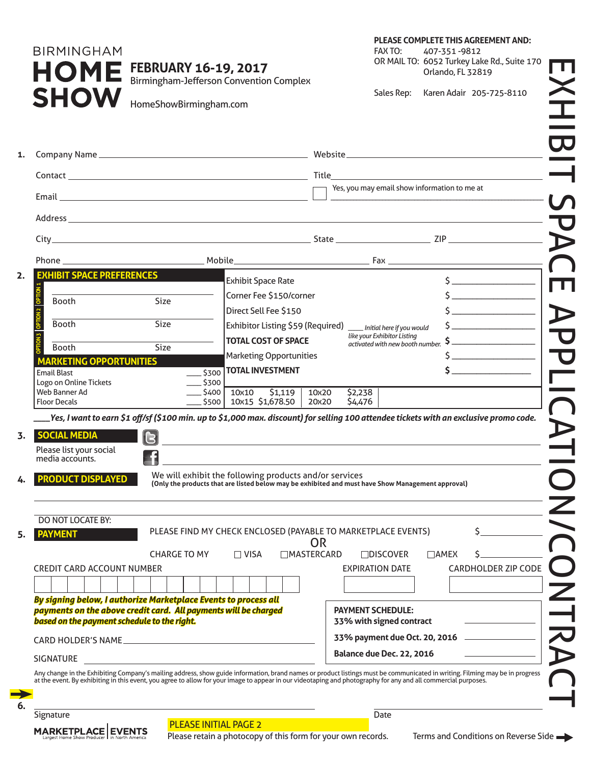# BIRMINGHAM HOME SHOW

**FEBRUARY 16-19, 2017**
Birmingham-Jefferson Convention Complex

HomeShowBirmingham.com

**PLEASE COMPLETE THIS AGREEMENT AND:**
FAX TO: 407-351-9812
OR MAIL TO: 6052 Turkey Lake Rd., Suite 170, Orlando, FL 32819

Sales Rep: Karen Adair 205-725-8110

## EXHIBIT SPACE APPLICATION/CONTRACT

**1.** Company Name ________________ Website ________________

Contact ________________ Title ________________

Email ________________ ☐ Yes, you may email show information to me at ________________

Address ________________

City ________________ State ________________ ZIP ________________

Phone ________________ Mobile ________________ Fax ________________

**2.** **EXHIBIT SPACE PREFERENCES**

| Option | Booth | Size |
|---|---|---|
| OPTION 1 | Booth | Size |
| OPTION 2 | Booth | Size |
| OPTION 3 | Booth | Size |

| | |
|---|---|
| Exhibit Space Rate | $ ________ |
| Corner Fee $150/corner | $ ________ |
| Direct Sell Fee $150 | $ ________ |
| Exhibitor Listing $59 (Required) ____ *Initial here if you would like your Exhibitor Listing activated with new booth number.* | $ ________ |
| **TOTAL COST OF SPACE** | $ ________ |
| Marketing Opportunities | $ ________ |
| **TOTAL INVESTMENT** | $ ________ |

**MARKETING OPPORTUNITIES**

| | |
|---|---|
| Email Blast | ____ $300 |
| Logo on Online Tickets | ____ $300 |
| Web Banner Ad | ____ $400 |
| Floor Decals | ____ $500 |

| | | | |
|---|---|---|---|
| 10x10 | $1,119 | 10x20 | $2,238 |
| 10x15 | $1,678.50 | 20x20 | $4,476 |

____ ***Yes, I want to earn $1 off/sf ($100 min. up to $1,000 max. discount) for selling 100 attendee tickets with an exclusive promo code.***

**3.** **SOCIAL MEDIA**
Please list your social media accounts.
Twitter ________________
Facebook ________________

**4.** **PRODUCT DISPLAYED**
We will exhibit the following products and/or services
**(Only the products that are listed below may be exhibited and must have Show Management approval)**

________________

DO NOT LOCATE BY:

**5.** **PAYMENT**
PLEASE FIND MY CHECK ENCLOSED (PAYABLE TO MARKETPLACE EVENTS) $ ________

OR

CHARGE TO MY ☐ VISA ☐ MASTERCARD ☐ DISCOVER ☐ AMEX $ ________

CREDIT CARD ACCOUNT NUMBER ________________ EXPIRATION DATE ________ CARDHOLDER ZIP CODE ________

***By signing below, I authorize Marketplace Events to process all payments on the above credit card. All payments will be charged based on the payment schedule to the right.***

**PAYMENT SCHEDULE:**
**33% with signed contract** ________
**33% payment due Oct. 20, 2016** ________
**Balance due Dec. 22, 2016** ________

CARD HOLDER'S NAME ________________

SIGNATURE ________________

Any change in the Exhibiting Company's mailing address, show guide information, brand names or product listings must be communicated in writing. Filming may be in progress at the event. By exhibiting in this event, you agree to allow for your image to appear in our videotaping and photography for any and all commercial purposes.

**6.** Signature ________________ Date ________________

PLEASE INITIAL PAGE 2

Please retain a photocopy of this form for your own records.

MARKETPLACE EVENTS — Largest Home Show Producer in North America

Terms and Conditions on Reverse Side →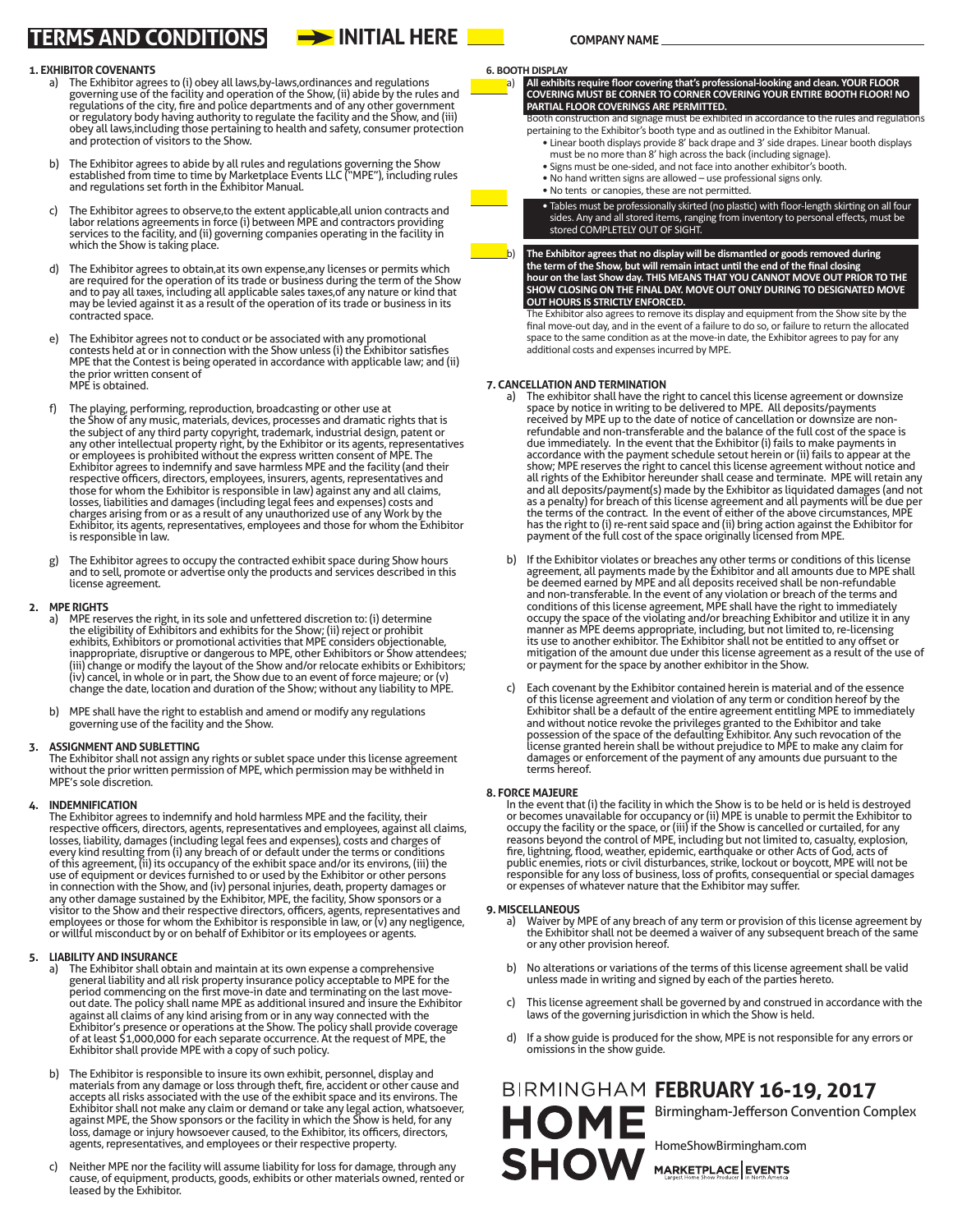# TERMS AND CONDITIONS

**INITIAL HERE** ______

**COMPANY NAME** ____________________

## 1. EXHIBITOR COVENANTS

a) The Exhibitor agrees to (i) obey all laws,by-laws,ordinances and regulations governing use of the facility and operation of the Show, (ii) abide by the rules and regulations of the city, fire and police departments and of any other government or regulatory body having authority to regulate the facility and the Show, and (iii) obey all laws,including those pertaining to health and safety, consumer protection and protection of visitors to the Show.

b) The Exhibitor agrees to abide by all rules and regulations governing the Show established from time to time by Marketplace Events LLC ("MPE"), including rules and regulations set forth in the Exhibitor Manual.

c) The Exhibitor agrees to observe,to the extent applicable,all union contracts and labor relations agreements in force (i) between MPE and contractors providing services to the facility, and (ii) governing companies operating in the facility in which the Show is taking place.

d) The Exhibitor agrees to obtain,at its own expense,any licenses or permits which are required for the operation of its trade or business during the term of the Show and to pay all taxes, including all applicable sales taxes,of any nature or kind that may be levied against it as a result of the operation of its trade or business in its contracted space.

e) The Exhibitor agrees not to conduct or be associated with any promotional contests held at or in connection with the Show unless (i) the Exhibitor satisfies MPE that the Contest is being operated in accordance with applicable law; and (ii) the prior written consent of MPE is obtained.

f) The playing, performing, reproduction, broadcasting or other use at the Show of any music, materials, devices, processes and dramatic rights that is the subject of any third party copyright, trademark, industrial design, patent or any other intellectual property right, by the Exhibitor or its agents, representatives or employees is prohibited without the express written consent of MPE. The Exhibitor agrees to indemnify and save harmless MPE and the facility (and their respective officers, directors, employees, insurers, agents, representatives and those for whom the Exhibitor is responsible in law) against any and all claims, losses, liabilities and damages (including legal fees and expenses) costs and charges arising from or as a result of any unauthorized use of any Work by the Exhibitor, its agents, representatives, employees and those for whom the Exhibitor is responsible in law.

g) The Exhibitor agrees to occupy the contracted exhibit space during Show hours and to sell, promote or advertise only the products and services described in this license agreement.

## 2. MPE RIGHTS

a) MPE reserves the right, in its sole and unfettered discretion to: (i) determine the eligibility of Exhibitors and exhibits for the Show; (ii) reject or prohibit exhibits, Exhibitors or promotional activities that MPE considers objectionable, inappropriate, disruptive or dangerous to MPE, other Exhibitors or Show attendees; (iii) change or modify the layout of the Show and/or relocate exhibits or Exhibitors; (iv) cancel, in whole or in part, the Show due to an event of force majeure; or (v) change the date, location and duration of the Show; without any liability to MPE.

b) MPE shall have the right to establish and amend or modify any regulations governing use of the facility and the Show.

## 3. ASSIGNMENT AND SUBLETTING

The Exhibitor shall not assign any rights or sublet space under this license agreement without the prior written permission of MPE, which permission may be withheld in MPE's sole discretion.

## 4. INDEMNIFICATION

The Exhibitor agrees to indemnify and hold harmless MPE and the facility, their respective officers, directors, agents, representatives and employees, against all claims, losses, liability, damages (including legal fees and expenses), costs and charges of every kind resulting from (i) any breach of or default under the terms or conditions of this agreement, (ii) its occupancy of the exhibit space and/or its environs, (iii) the use of equipment or devices furnished to or used by the Exhibitor or other persons in connection with the Show, and (iv) personal injuries, death, property damages or any other damage sustained by the Exhibitor, MPE, the facility, Show sponsors or a visitor to the Show and their respective directors, officers, agents, representatives and employees or those for whom the Exhibitor is responsible in law, or (v) any negligence, or willful misconduct by or on behalf of Exhibitor or its employees or agents.

## 5. LIABILITY AND INSURANCE

a) The Exhibitor shall obtain and maintain at its own expense a comprehensive general liability and all risk property insurance policy acceptable to MPE for the period commencing on the first move-in date and terminating on the last move-out date. The policy shall name MPE as additional insured and insure the Exhibitor against all claims of any kind arising from or in any way connected with the Exhibitor's presence or operations at the Show. The policy shall provide coverage of at least $1,000,000 for each separate occurrence. At the request of MPE, the Exhibitor shall provide MPE with a copy of such policy.

b) The Exhibitor is responsible to insure its own exhibit, personnel, display and materials from any damage or loss through theft, fire, accident or other cause and accepts all risks associated with the use of the exhibit space and its environs. The Exhibitor shall not make any claim or demand or take any legal action, whatsoever, against MPE, the Show sponsors or the facility in which the Show is held, for any loss, damage or injury howsoever caused, to the Exhibitor, its officers, directors, agents, representatives, and employees or their respective property.

c) Neither MPE nor the facility will assume liability for loss for damage, through any cause, of equipment, products, goods, exhibits or other materials owned, rented or leased by the Exhibitor.

## 6. BOOTH DISPLAY

______ a) **All exhibits require floor covering that's professional-looking and clean. YOUR FLOOR COVERING MUST BE CORNER TO CORNER COVERING YOUR ENTIRE BOOTH FLOOR! NO PARTIAL FLOOR COVERINGS ARE PERMITTED.**

Booth construction and signage must be exhibited in accordance to the rules and regulations pertaining to the Exhibitor's booth type and as outlined in the Exhibitor Manual.

- Linear booth displays provide 8' back drape and 3' side drapes. Linear booth displays must be no more than 8' high across the back (including signage).
- Signs must be one-sided, and not face into another exhibitor's booth.
- No hand written signs are allowed – use professional signs only.
- No tents or canopies, these are not permitted.

______
- **Tables must be professionally skirted (no plastic) with floor-length skirting on all four sides. Any and all stored items, ranging from inventory to personal effects, must be stored COMPLETELY OUT OF SIGHT.**

______ b) **The Exhibitor agrees that no display will be dismantled or goods removed during the term of the Show, but will remain intact until the end of the final closing hour on the last Show day. THIS MEANS THAT YOU CANNOT MOVE OUT PRIOR TO THE SHOW CLOSING ON THE FINAL DAY. MOVE OUT ONLY DURING TO DESIGNATED MOVE OUT HOURS IS STRICTLY ENFORCED.**

The Exhibitor also agrees to remove its display and equipment from the Show site by the final move-out day, and in the event of a failure to do so, or failure to return the allocated space to the same condition as at the move-in date, the Exhibitor agrees to pay for any additional costs and expenses incurred by MPE.

## 7. CANCELLATION AND TERMINATION

a) The exhibitor shall have the right to cancel this license agreement or downsize space by notice in writing to be delivered to MPE. All deposits/payments received by MPE up to the date of notice of cancellation or downsize are non-refundable and non-transferable and the balance of the full cost of the space is due immediately. In the event that the Exhibitor (i) fails to make payments in accordance with the payment schedule setout herein or (ii) fails to appear at the show; MPE reserves the right to cancel this license agreement without notice and all rights of the Exhibitor hereunder shall cease and terminate. MPE will retain any and all deposits/payment(s) made by the Exhibitor as liquidated damages (and not as a penalty) for breach of this license agreement and all payments will be due per the terms of the contract. In the event of either of the above circumstances, MPE has the right to (i) re-rent said space and (ii) bring action against the Exhibitor for payment of the full cost of the space originally licensed from MPE.

b) If the Exhibitor violates or breaches any other terms or conditions of this license agreement, all payments made by the Exhibitor and all amounts due to MPE shall be deemed earned by MPE and all deposits received shall be non-refundable and non-transferable. In the event of any violation or breach of the terms and conditions of this license agreement, MPE shall have the right to immediately occupy the space of the violating and/or breaching Exhibitor and utilize it in any manner as MPE deems appropriate, including, but not limited to, re-licensing its use to another exhibitor. The Exhibitor shall not be entitled to any offset or mitigation of the amount due under this license agreement as a result of the use of or payment for the space by another exhibitor in the Show.

c) Each covenant by the Exhibitor contained herein is material and of the essence of this license agreement and violation of any term or condition hereof by the Exhibitor shall be a default of the entire agreement entitling MPE to immediately and without notice revoke the privileges granted to the Exhibitor and take possession of the space of the defaulting Exhibitor. Any such revocation of the license granted herein shall be without prejudice to MPE to make any claim for damages or enforcement of the payment of any amounts due pursuant to the terms hereof.

## 8. FORCE MAJEURE

In the event that (i) the facility in which the Show is to be held or is held is destroyed or becomes unavailable for occupancy or (ii) MPE is unable to permit the Exhibitor to occupy the facility or the space, or (iii) if the Show is cancelled or curtailed, for any reasons beyond the control of MPE, including but not limited to, casualty, explosion, fire, lightning, flood, weather, epidemic, earthquake or other Acts of God, acts of public enemies, riots or civil disturbances, strike, lockout or boycott, MPE will not be responsible for any loss of business, loss of profits, consequential or special damages or expenses of whatever nature that the Exhibitor may suffer.

## 9. MISCELLANEOUS

a) Waiver by MPE of any breach of any term or provision of this license agreement by the Exhibitor shall not be deemed a waiver of any subsequent breach of the same or any other provision hereof.

b) No alterations or variations of the terms of this license agreement shall be valid unless made in writing and signed by each of the parties hereto.

c) This license agreement shall be governed by and construed in accordance with the laws of the governing jurisdiction in which the Show is held.

d) If a show guide is produced for the show, MPE is not responsible for any errors or omissions in the show guide.

BIRMINGHAM HOME SHOW **FEBRUARY 16-19, 2017**

Birmingham-Jefferson Convention Complex

HomeShowBirmingham.com

MARKETPLACE | EVENTS — Largest Home Show Producer in North America